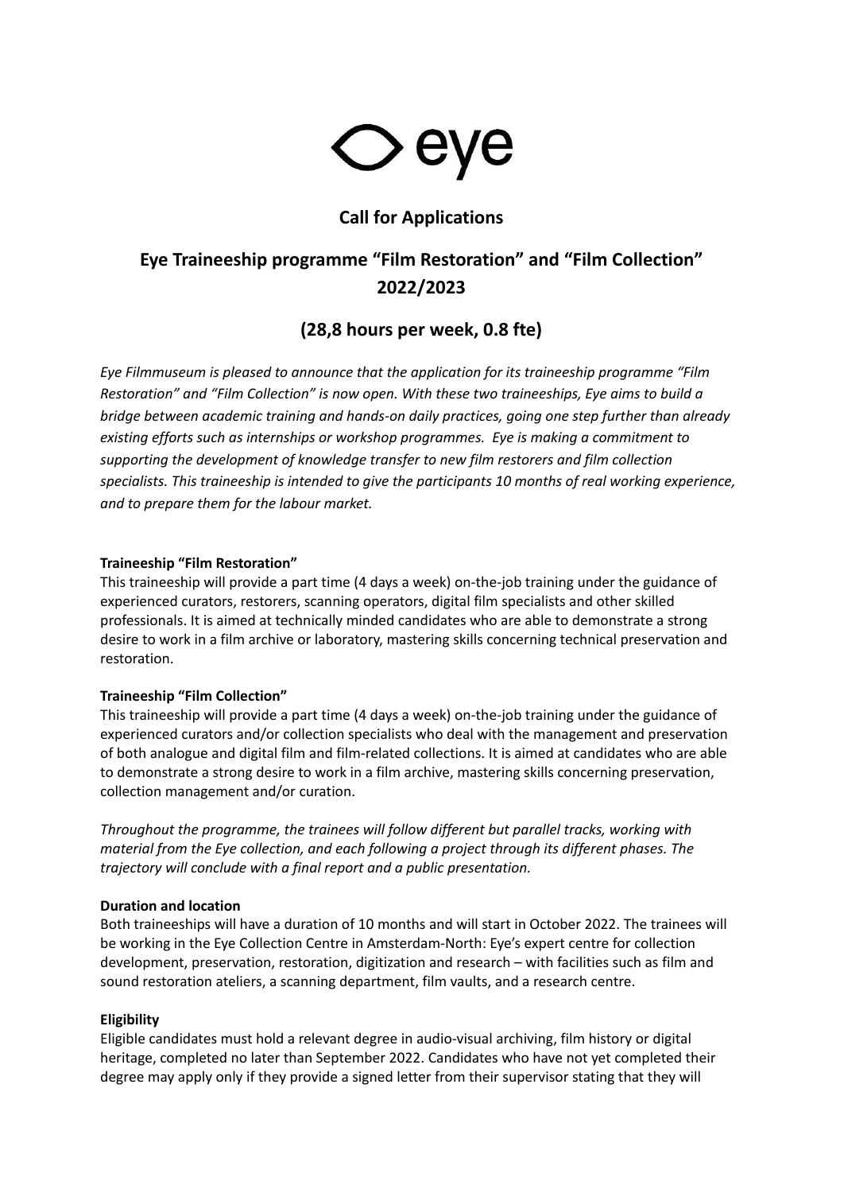eye

## Call for Applications

# Eye Traineeship programme “Film Restoration” and “Film Collection” 2022/2023

## (28,8 hours per week, 0.8 fte)

*Eye Filmmuseum is pleased to announce that the application for its traineeship programme “Film Restoration” and “Film Collection” is now open. With these two traineeships, Eye aims to build a bridge between academic training and hands-on daily practices, going one step further than already existing efforts such as internships or workshop programmes. Eye is making a commitment to supporting the development of knowledge transfer to new film restorers and film collection specialists. This traineeship is intended to give the participants 10 months of real working experience, and to prepare them for the labour market.*

**Traineeship “Film Restoration”**
This traineeship will provide a part time (4 days a week) on-the-job training under the guidance of experienced curators, restorers, scanning operators, digital film specialists and other skilled professionals. It is aimed at technically minded candidates who are able to demonstrate a strong desire to work in a film archive or laboratory, mastering skills concerning technical preservation and restoration.

**Traineeship “Film Collection”**
This traineeship will provide a part time (4 days a week) on-the-job training under the guidance of experienced curators and/or collection specialists who deal with the management and preservation of both analogue and digital film and film-related collections. It is aimed at candidates who are able to demonstrate a strong desire to work in a film archive, mastering skills concerning preservation, collection management and/or curation.

*Throughout the programme, the trainees will follow different but parallel tracks, working with material from the Eye collection, and each following a project through its different phases. The trajectory will conclude with a final report and a public presentation.*

**Duration and location**
Both traineeships will have a duration of 10 months and will start in October 2022. The trainees will be working in the Eye Collection Centre in Amsterdam-North: Eye’s expert centre for collection development, preservation, restoration, digitization and research – with facilities such as film and sound restoration ateliers, a scanning department, film vaults, and a research centre.

**Eligibility**
Eligible candidates must hold a relevant degree in audio-visual archiving, film history or digital heritage, completed no later than September 2022. Candidates who have not yet completed their degree may apply only if they provide a signed letter from their supervisor stating that they will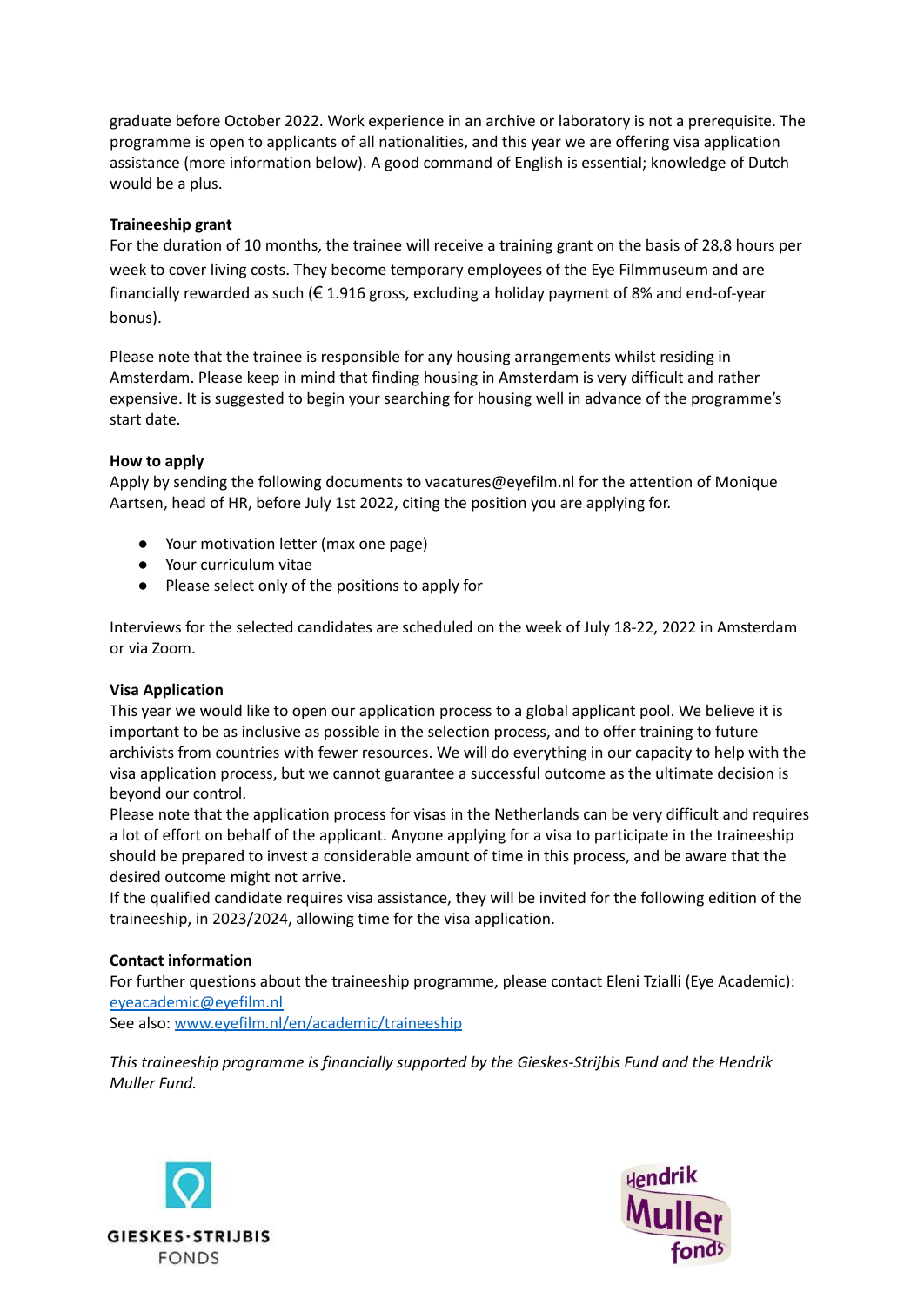graduate before October 2022. Work experience in an archive or laboratory is not a prerequisite. The programme is open to applicants of all nationalities, and this year we are offering visa application assistance (more information below). A good command of English is essential; knowledge of Dutch would be a plus.

**Traineeship grant**

For the duration of 10 months, the trainee will receive a training grant on the basis of 28,8 hours per week to cover living costs. They become temporary employees of the Eye Filmmuseum and are financially rewarded as such (€ 1.916 gross, excluding a holiday payment of 8% and end-of-year bonus).

Please note that the trainee is responsible for any housing arrangements whilst residing in Amsterdam. Please keep in mind that finding housing in Amsterdam is very difficult and rather expensive. It is suggested to begin your searching for housing well in advance of the programme's start date.

**How to apply**

Apply by sending the following documents to vacatures@eyefilm.nl for the attention of Monique Aartsen, head of HR, before July 1st 2022, citing the position you are applying for.

- Your motivation letter (max one page)
- Your curriculum vitae
- Please select only of the positions to apply for

Interviews for the selected candidates are scheduled on the week of July 18-22, 2022 in Amsterdam or via Zoom.

**Visa Application**

This year we would like to open our application process to a global applicant pool. We believe it is important to be as inclusive as possible in the selection process, and to offer training to future archivists from countries with fewer resources. We will do everything in our capacity to help with the visa application process, but we cannot guarantee a successful outcome as the ultimate decision is beyond our control.

Please note that the application process for visas in the Netherlands can be very difficult and requires a lot of effort on behalf of the applicant. Anyone applying for a visa to participate in the traineeship should be prepared to invest a considerable amount of time in this process, and be aware that the desired outcome might not arrive.

If the qualified candidate requires visa assistance, they will be invited for the following edition of the traineeship, in 2023/2024, allowing time for the visa application.

**Contact information**

For further questions about the traineeship programme, please contact Eleni Tzialli (Eye Academic): [eyeacademic@eyefilm.nl](mailto:eyeacademic@eyefilm.nl)

See also: [www.eyefilm.nl/en/academic/traineeship](http://www.eyefilm.nl/en/academic/traineeship)

*This traineeship programme is financially supported by the Gieskes-Strijbis Fund and the Hendrik Muller Fund.*

GIESKES·STRIJBIS FONDS

Hendrik Muller fonds